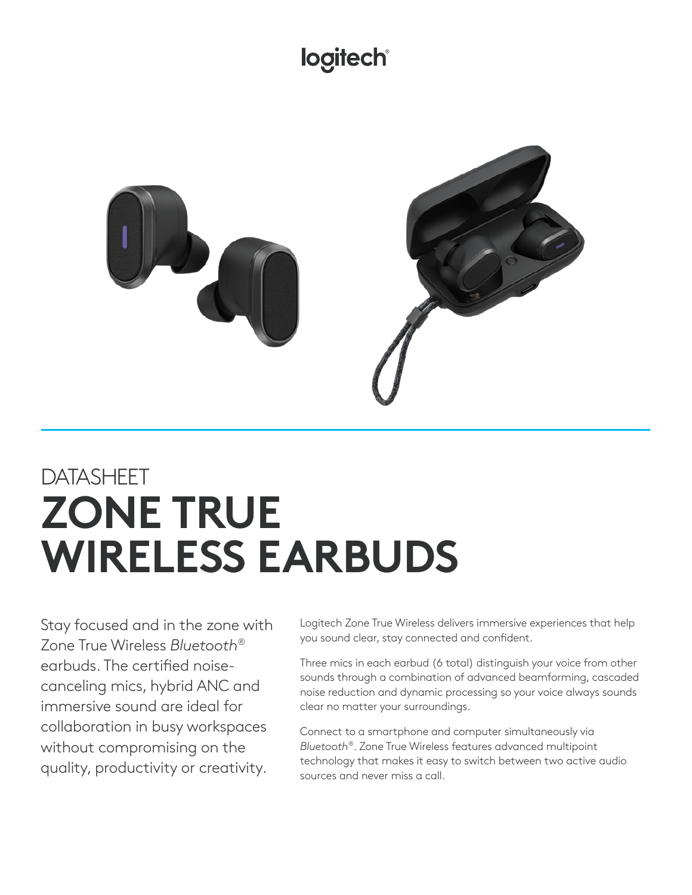logitech®

DATASHEET

# ZONE TRUE WIRELESS EARBUDS

Stay focused and in the zone with Zone True Wireless *Bluetooth*® earbuds. The certified noise-canceling mics, hybrid ANC and immersive sound are ideal for collaboration in busy workspaces without compromising on the quality, productivity or creativity.

Logitech Zone True Wireless delivers immersive experiences that help you sound clear, stay connected and confident.

Three mics in each earbud (6 total) distinguish your voice from other sounds through a combination of advanced beamforming, cascaded noise reduction and dynamic processing so your voice always sounds clear no matter your surroundings.

Connect to a smartphone and computer simultaneously via *Bluetooth*®. Zone True Wireless features advanced multipoint technology that makes it easy to switch between two active audio sources and never miss a call.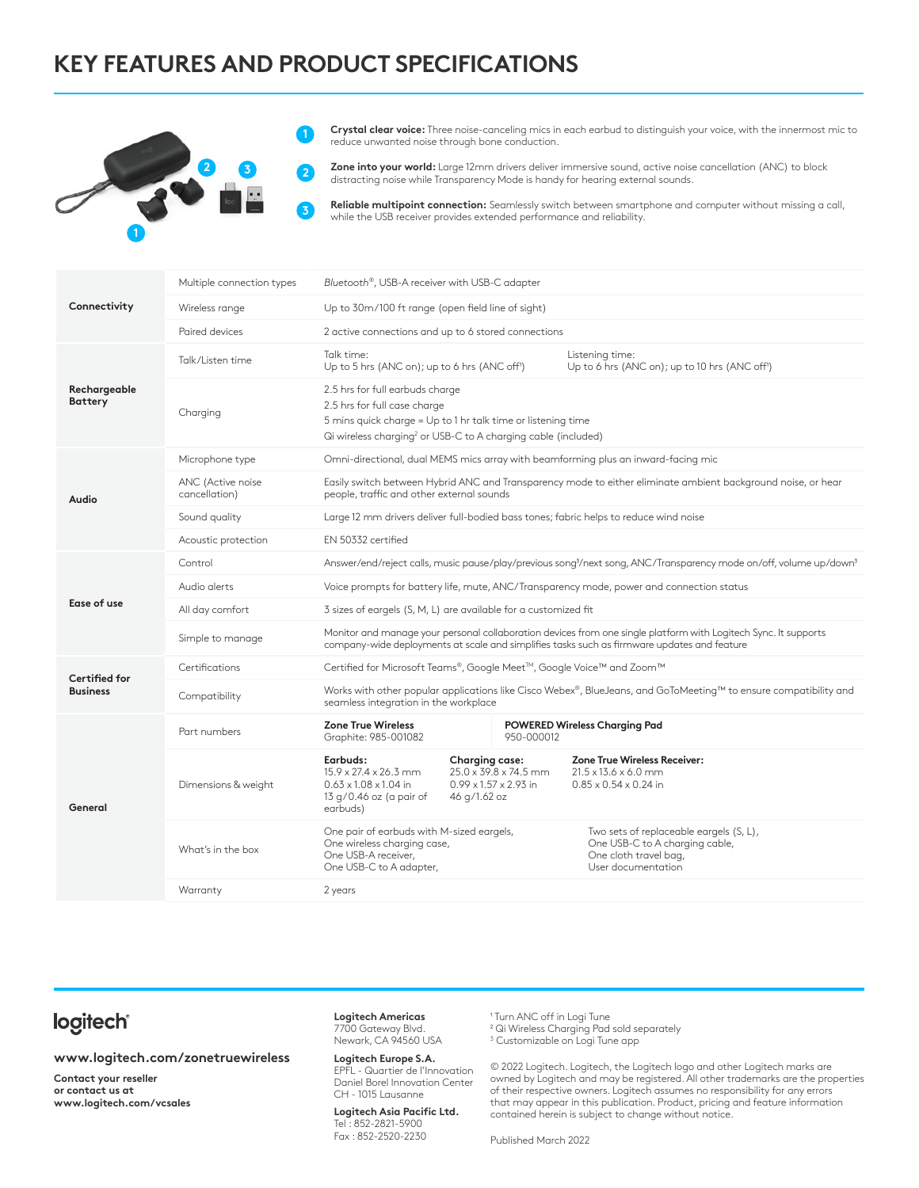# KEY FEATURES AND PRODUCT SPECIFICATIONS

1. **Crystal clear voice:** Three noise-canceling mics in each earbud to distinguish your voice, with the innermost mic to reduce unwanted noise through bone conduction.
2. **Zone into your world:** Large 12mm drivers deliver immersive sound, active noise cancellation (ANC) to block distracting noise while Transparency Mode is handy for hearing external sounds.
3. **Reliable multipoint connection:** Seamlessly switch between smartphone and computer without missing a call, while the USB receiver provides extended performance and reliability.

| | | |
|---|---|---|
| **Connectivity** | Multiple connection types | *Bluetooth®*, USB-A receiver with USB-C adapter |
| | Wireless range | Up to 30m/100 ft range (open field line of sight) |
| | Paired devices | 2 active connections and up to 6 stored connections |
| **Rechargeable Battery** | Talk/Listen time | Talk time: Up to 5 hrs (ANC on); up to 6 hrs (ANC off[1]) / Listening time: Up to 6 hrs (ANC on); up to 10 hrs (ANC off[1]) |
| | Charging | 2.5 hrs for full earbuds charge<br>2.5 hrs for full case charge<br>5 mins quick charge = Up to 1 hr talk time or listening time<br>Qi wireless charging[2] or USB-C to A charging cable (included) |
| **Audio** | Microphone type | Omni-directional, dual MEMS mics array with beamforming plus an inward-facing mic |
| | ANC (Active noise cancellation) | Easily switch between Hybrid ANC and Transparency mode to either eliminate ambient background noise, or hear people, traffic and other external sounds |
| | Sound quality | Large 12 mm drivers deliver full-bodied bass tones; fabric helps to reduce wind noise |
| | Acoustic protection | EN 50332 certified |
| **Ease of use** | Control | Answer/end/reject calls, music pause/play/previous song[3]/next song, ANC/Transparency mode on/off, volume up/down[3] |
| | Audio alerts | Voice prompts for battery life, mute, ANC/Transparency mode, power and connection status |
| | All day comfort | 3 sizes of eargels (S, M, L) are available for a customized fit |
| | Simple to manage | Monitor and manage your personal collaboration devices from one single platform with Logitech Sync. It supports company-wide deployments at scale and simplifies tasks such as firmware updates and feature |
| **Certified for Business** | Certifications | Certified for Microsoft Teams®, Google Meet™, Google Voice™ and Zoom™ |
| | Compatibility | Works with other popular applications like Cisco Webex®, BlueJeans, and GoToMeeting™ to ensure compatibility and seamless integration in the workplace |
| **General** | Part numbers | **Zone True Wireless** Graphite: 985-001082 / **POWERED Wireless Charging Pad** 950-000012 |
| | Dimensions & weight | **Earbuds:** 15.9 x 27.4 x 26.3 mm, 0.63 x 1.08 x 1.04 in, 13 g/0.46 oz (a pair of earbuds) / **Charging case:** 25.0 x 39.8 x 74.5 mm, 0.99 x 1.57 x 2.93 in, 46 g/1.62 oz / **Zone True Wireless Receiver:** 21.5 x 13.6 x 6.0 mm, 0.85 x 0.54 x 0.24 in |
| | What's in the box | One pair of earbuds with M-sized eargels, One wireless charging case, One USB-A receiver, One USB-C to A adapter, Two sets of replaceable eargels (S, L), One USB-C to A charging cable, One cloth travel bag, User documentation |
| | Warranty | 2 years |

logitech

**www.logitech.com/zonetruewireless**

**Contact your reseller or contact us at www.logitech.com/vcsales**

**Logitech Americas**
7700 Gateway Blvd.
Newark, CA 94560 USA

**Logitech Europe S.A.**
EPFL - Quartier de l'Innovation
Daniel Borel Innovation Center
CH - 1015 Lausanne

**Logitech Asia Pacific Ltd.**
Tel : 852-2821-5900
Fax : 852-2520-2230

[1] Turn ANC off in Logi Tune
[2] Qi Wireless Charging Pad sold separately
[3] Customizable on Logi Tune app

© 2022 Logitech. Logitech, the Logitech logo and other Logitech marks are owned by Logitech and may be registered. All other trademarks are the properties of their respective owners. Logitech assumes no responsibility for any errors that may appear in this publication. Product, pricing and feature information contained herein is subject to change without notice.

Published March 2022